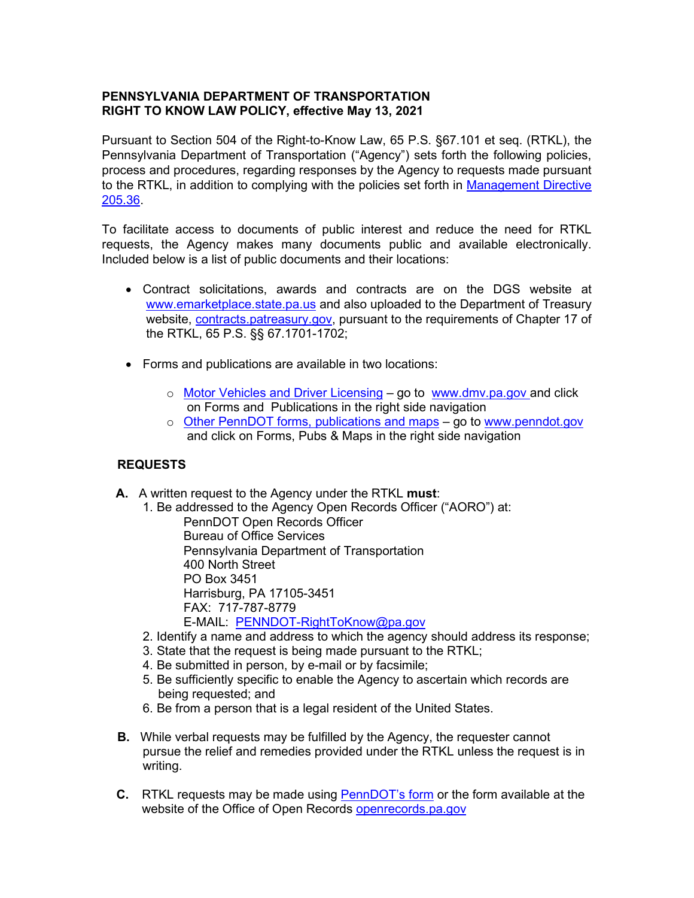**PENNSYLVANIA DEPARTMENT OF TRANSPORTATION**
**RIGHT TO KNOW LAW POLICY, effective May 13, 2021**

Pursuant to Section 504 of the Right-to-Know Law, 65 P.S. §67.101 et seq. (RTKL), the Pennsylvania Department of Transportation ("Agency") sets forth the following policies, process and procedures, regarding responses by the Agency to requests made pursuant to the RTKL, in addition to complying with the policies set forth in [Management Directive 205.36](#).

To facilitate access to documents of public interest and reduce the need for RTKL requests, the Agency makes many documents public and available electronically. Included below is a list of public documents and their locations:

- Contract solicitations, awards and contracts are on the DGS website at [www.emarketplace.state.pa.us](http://www.emarketplace.state.pa.us) and also uploaded to the Department of Treasury website, [contracts.patreasury.gov](http://contracts.patreasury.gov), pursuant to the requirements of Chapter 17 of the RTKL, 65 P.S. §§ 67.1701-1702;

- Forms and publications are available in two locations:
  - [Motor Vehicles and Driver Licensing](#) – go to [www.dmv.pa.gov](http://www.dmv.pa.gov) and click on Forms and Publications in the right side navigation
  - [Other PennDOT forms, publications and maps](#) – go to [www.penndot.gov](http://www.penndot.gov) and click on Forms, Pubs & Maps in the right side navigation

## REQUESTS

**A.** A written request to the Agency under the RTKL **must**:

1. Be addressed to the Agency Open Records Officer ("AORO") at:
   PennDOT Open Records Officer
   Bureau of Office Services
   Pennsylvania Department of Transportation
   400 North Street
   PO Box 3451
   Harrisburg, PA 17105-3451
   FAX: 717-787-8779
   E-MAIL: [PENNDOT-RightToKnow@pa.gov](mailto:PENNDOT-RightToKnow@pa.gov)
2. Identify a name and address to which the agency should address its response;
3. State that the request is being made pursuant to the RTKL;
4. Be submitted in person, by e-mail or by facsimile;
5. Be sufficiently specific to enable the Agency to ascertain which records are being requested; and
6. Be from a person that is a legal resident of the United States.

**B.** While verbal requests may be fulfilled by the Agency, the requester cannot pursue the relief and remedies provided under the RTKL unless the request is in writing.

**C.** RTKL requests may be made using [PennDOT's form](#) or the form available at the website of the Office of Open Records [openrecords.pa.gov](http://openrecords.pa.gov)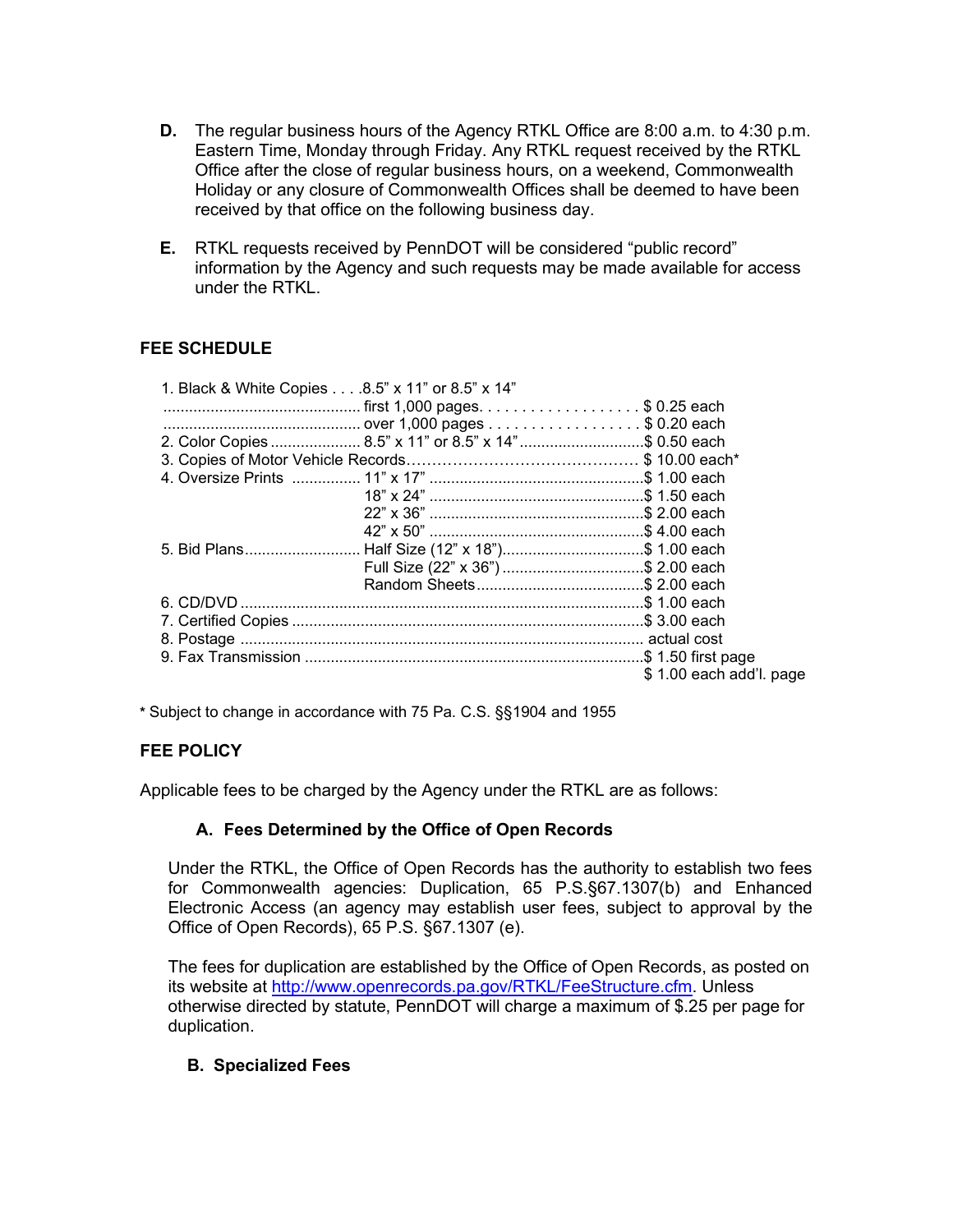**D.** The regular business hours of the Agency RTKL Office are 8:00 a.m. to 4:30 p.m. Eastern Time, Monday through Friday. Any RTKL request received by the RTKL Office after the close of regular business hours, on a weekend, Commonwealth Holiday or any closure of Commonwealth Offices shall be deemed to have been received by that office on the following business day.

**E.** RTKL requests received by PennDOT will be considered "public record" information by the Agency and such requests may be made available for access under the RTKL.

## FEE SCHEDULE

| Item | Size/Detail | Fee |
|---|---|---|
| 1. Black & White Copies | 8.5" x 11" or 8.5" x 14" | |
| | first 1,000 pages | $ 0.25 each |
| | over 1,000 pages | $ 0.20 each |
| 2. Color Copies | 8.5" x 11" or 8.5" x 14" | $ 0.50 each |
| 3. Copies of Motor Vehicle Records | | $ 10.00 each* |
| 4. Oversize Prints | 11" x 17" | $ 1.00 each |
| | 18" x 24" | $ 1.50 each |
| | 22" x 36" | $ 2.00 each |
| | 42" x 50" | $ 4.00 each |
| 5. Bid Plans | Half Size (12" x 18") | $ 1.00 each |
| | Full Size (22" x 36") | $ 2.00 each |
| | Random Sheets | $ 2.00 each |
| 6. CD/DVD | | $ 1.00 each |
| 7. Certified Copies | | $ 3.00 each |
| 8. Postage | | actual cost |
| 9. Fax Transmission | | $ 1.50 first page<br>$ 1.00 each add'l. page |

* Subject to change in accordance with 75 Pa. C.S. §§1904 and 1955

## FEE POLICY

Applicable fees to be charged by the Agency under the RTKL are as follows:

### A. Fees Determined by the Office of Open Records

Under the RTKL, the Office of Open Records has the authority to establish two fees for Commonwealth agencies: Duplication, 65 P.S.§67.1307(b) and Enhanced Electronic Access (an agency may establish user fees, subject to approval by the Office of Open Records), 65 P.S. §67.1307 (e).

The fees for duplication are established by the Office of Open Records, as posted on its website at http://www.openrecords.pa.gov/RTKL/FeeStructure.cfm. Unless otherwise directed by statute, PennDOT will charge a maximum of $.25 per page for duplication.

### B. Specialized Fees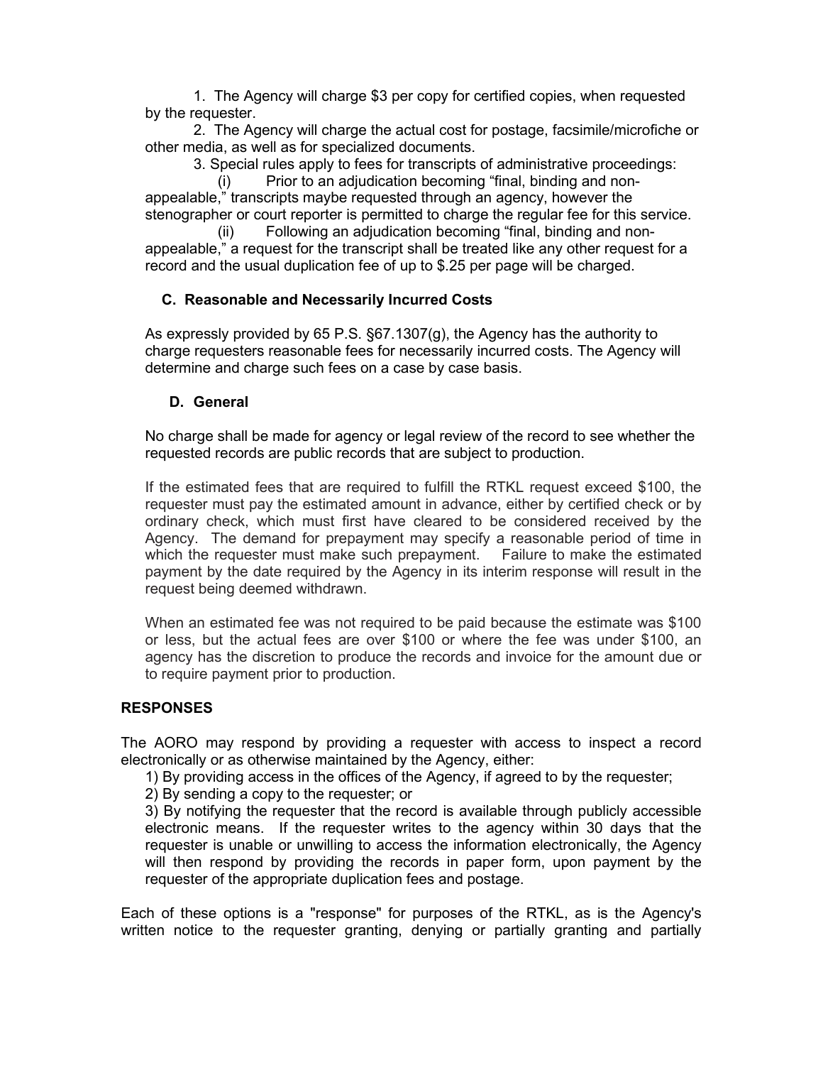1. The Agency will charge $3 per copy for certified copies, when requested by the requester.

2. The Agency will charge the actual cost for postage, facsimile/microfiche or other media, as well as for specialized documents.

3. Special rules apply to fees for transcripts of administrative proceedings:

   (i) Prior to an adjudication becoming "final, binding and non-appealable," transcripts maybe requested through an agency, however the stenographer or court reporter is permitted to charge the regular fee for this service.

   (ii) Following an adjudication becoming "final, binding and non-appealable," a request for the transcript shall be treated like any other request for a record and the usual duplication fee of up to $.25 per page will be charged.

### C. Reasonable and Necessarily Incurred Costs

As expressly provided by 65 P.S. §67.1307(g), the Agency has the authority to charge requesters reasonable fees for necessarily incurred costs. The Agency will determine and charge such fees on a case by case basis.

### D. General

No charge shall be made for agency or legal review of the record to see whether the requested records are public records that are subject to production.

If the estimated fees that are required to fulfill the RTKL request exceed $100, the requester must pay the estimated amount in advance, either by certified check or by ordinary check, which must first have cleared to be considered received by the Agency. The demand for prepayment may specify a reasonable period of time in which the requester must make such prepayment. Failure to make the estimated payment by the date required by the Agency in its interim response will result in the request being deemed withdrawn.

When an estimated fee was not required to be paid because the estimate was $100 or less, but the actual fees are over $100 or where the fee was under $100, an agency has the discretion to produce the records and invoice for the amount due or to require payment prior to production.

## RESPONSES

The AORO may respond by providing a requester with access to inspect a record electronically or as otherwise maintained by the Agency, either:

1) By providing access in the offices of the Agency, if agreed to by the requester;
2) By sending a copy to the requester; or
3) By notifying the requester that the record is available through publicly accessible electronic means. If the requester writes to the agency within 30 days that the requester is unable or unwilling to access the information electronically, the Agency will then respond by providing the records in paper form, upon payment by the requester of the appropriate duplication fees and postage.

Each of these options is a "response" for purposes of the RTKL, as is the Agency's written notice to the requester granting, denying or partially granting and partially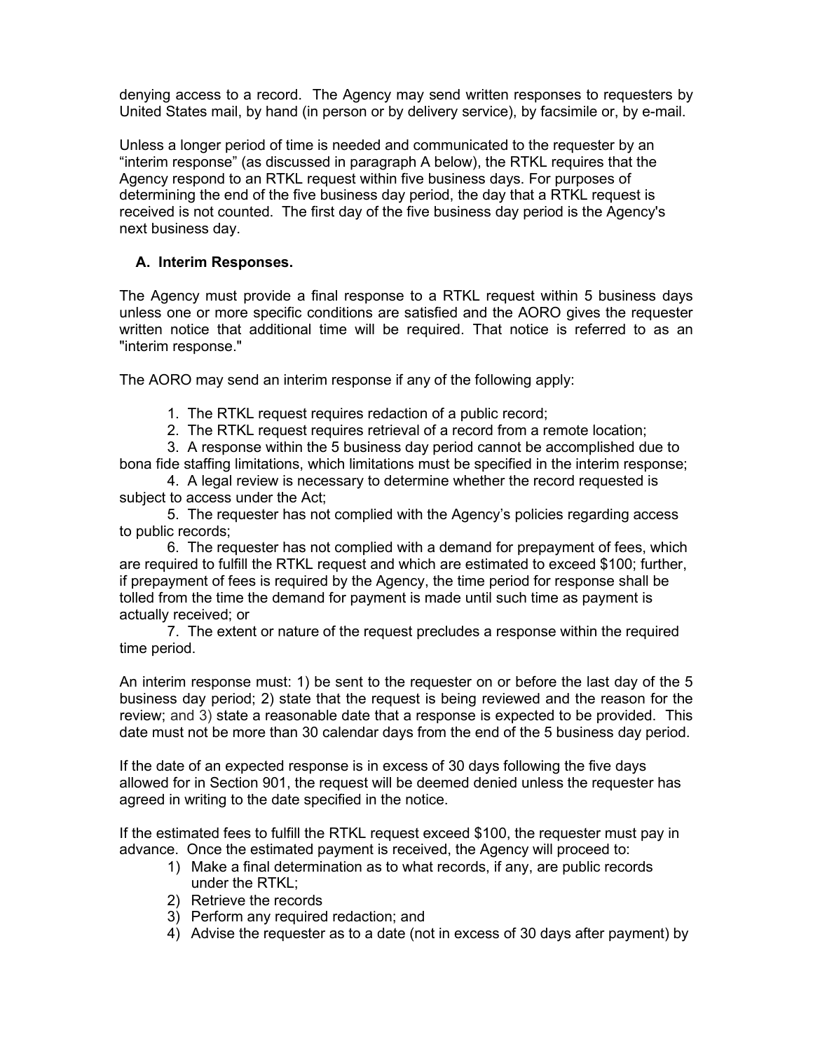denying access to a record. The Agency may send written responses to requesters by United States mail, by hand (in person or by delivery service), by facsimile or, by e-mail.

Unless a longer period of time is needed and communicated to the requester by an "interim response" (as discussed in paragraph A below), the RTKL requires that the Agency respond to an RTKL request within five business days. For purposes of determining the end of the five business day period, the day that a RTKL request is received is not counted. The first day of the five business day period is the Agency's next business day.

## A. Interim Responses.

The Agency must provide a final response to a RTKL request within 5 business days unless one or more specific conditions are satisfied and the AORO gives the requester written notice that additional time will be required. That notice is referred to as an "interim response."

The AORO may send an interim response if any of the following apply:

1. The RTKL request requires redaction of a public record;
2. The RTKL request requires retrieval of a record from a remote location;
3. A response within the 5 business day period cannot be accomplished due to bona fide staffing limitations, which limitations must be specified in the interim response;
4. A legal review is necessary to determine whether the record requested is subject to access under the Act;
5. The requester has not complied with the Agency's policies regarding access to public records;
6. The requester has not complied with a demand for prepayment of fees, which are required to fulfill the RTKL request and which are estimated to exceed $100; further, if prepayment of fees is required by the Agency, the time period for response shall be tolled from the time the demand for payment is made until such time as payment is actually received; or
7. The extent or nature of the request precludes a response within the required time period.

An interim response must: 1) be sent to the requester on or before the last day of the 5 business day period; 2) state that the request is being reviewed and the reason for the review; and 3) state a reasonable date that a response is expected to be provided. This date must not be more than 30 calendar days from the end of the 5 business day period.

If the date of an expected response is in excess of 30 days following the five days allowed for in Section 901, the request will be deemed denied unless the requester has agreed in writing to the date specified in the notice.

If the estimated fees to fulfill the RTKL request exceed $100, the requester must pay in advance. Once the estimated payment is received, the Agency will proceed to:

1) Make a final determination as to what records, if any, are public records under the RTKL;
2) Retrieve the records
3) Perform any required redaction; and
4) Advise the requester as to a date (not in excess of 30 days after payment) by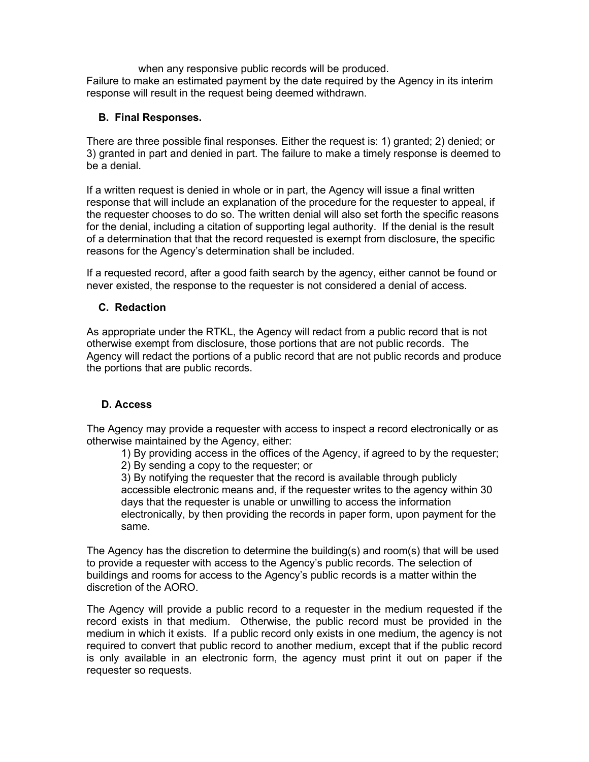when any responsive public records will be produced.

Failure to make an estimated payment by the date required by the Agency in its interim response will result in the request being deemed withdrawn.

## B. Final Responses.

There are three possible final responses. Either the request is: 1) granted; 2) denied; or 3) granted in part and denied in part. The failure to make a timely response is deemed to be a denial.

If a written request is denied in whole or in part, the Agency will issue a final written response that will include an explanation of the procedure for the requester to appeal, if the requester chooses to do so. The written denial will also set forth the specific reasons for the denial, including a citation of supporting legal authority. If the denial is the result of a determination that that the record requested is exempt from disclosure, the specific reasons for the Agency's determination shall be included.

If a requested record, after a good faith search by the agency, either cannot be found or never existed, the response to the requester is not considered a denial of access.

## C. Redaction

As appropriate under the RTKL, the Agency will redact from a public record that is not otherwise exempt from disclosure, those portions that are not public records. The Agency will redact the portions of a public record that are not public records and produce the portions that are public records.

## D. Access

The Agency may provide a requester with access to inspect a record electronically or as otherwise maintained by the Agency, either:

1) By providing access in the offices of the Agency, if agreed to by the requester;
2) By sending a copy to the requester; or
3) By notifying the requester that the record is available through publicly accessible electronic means and, if the requester writes to the agency within 30 days that the requester is unable or unwilling to access the information electronically, by then providing the records in paper form, upon payment for the same.

The Agency has the discretion to determine the building(s) and room(s) that will be used to provide a requester with access to the Agency's public records. The selection of buildings and rooms for access to the Agency's public records is a matter within the discretion of the AORO.

The Agency will provide a public record to a requester in the medium requested if the record exists in that medium. Otherwise, the public record must be provided in the medium in which it exists. If a public record only exists in one medium, the agency is not required to convert that public record to another medium, except that if the public record is only available in an electronic form, the agency must print it out on paper if the requester so requests.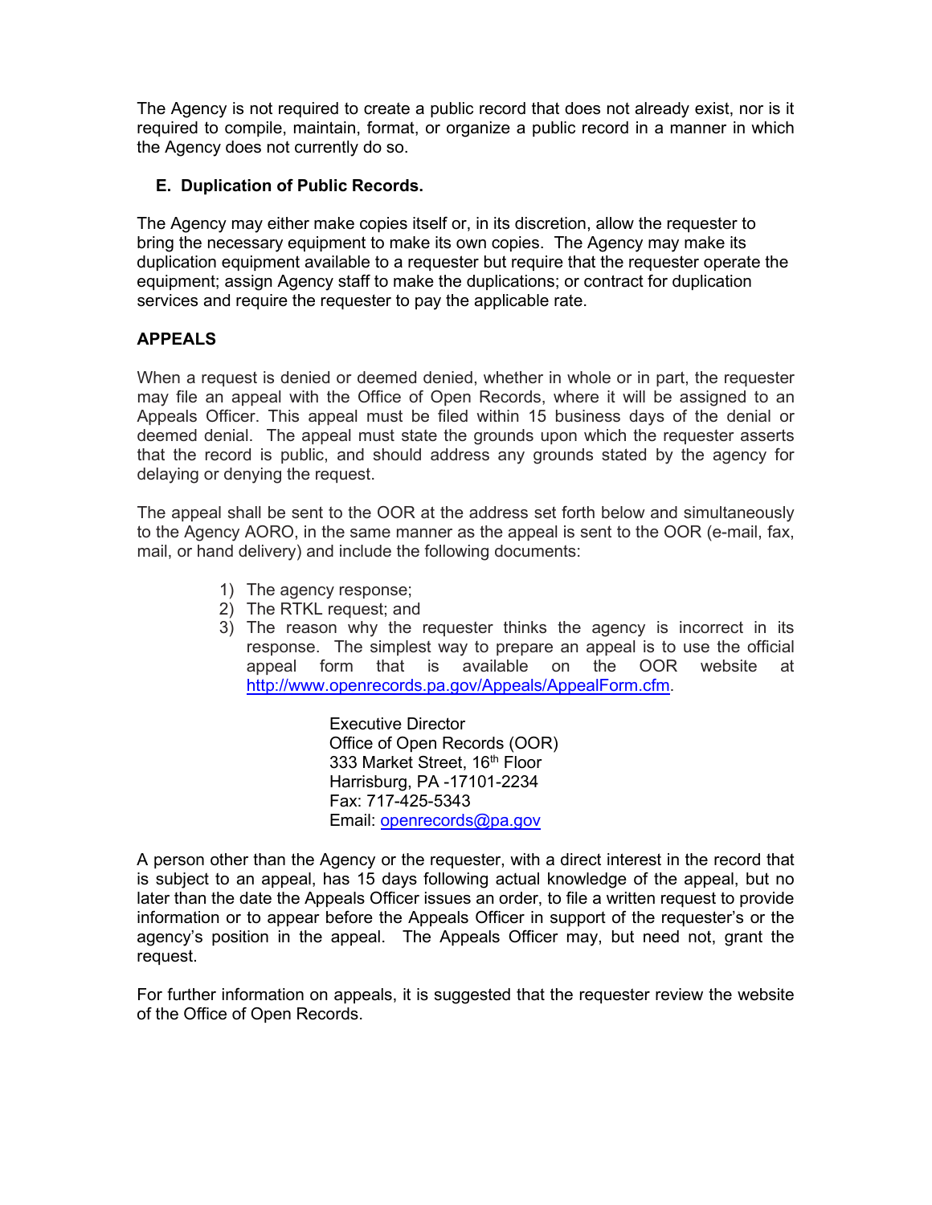The Agency is not required to create a public record that does not already exist, nor is it required to compile, maintain, format, or organize a public record in a manner in which the Agency does not currently do so.

### E. Duplication of Public Records.

The Agency may either make copies itself or, in its discretion, allow the requester to bring the necessary equipment to make its own copies. The Agency may make its duplication equipment available to a requester but require that the requester operate the equipment; assign Agency staff to make the duplications; or contract for duplication services and require the requester to pay the applicable rate.

## APPEALS

When a request is denied or deemed denied, whether in whole or in part, the requester may file an appeal with the Office of Open Records, where it will be assigned to an Appeals Officer. This appeal must be filed within 15 business days of the denial or deemed denial. The appeal must state the grounds upon which the requester asserts that the record is public, and should address any grounds stated by the agency for delaying or denying the request.

The appeal shall be sent to the OOR at the address set forth below and simultaneously to the Agency AORO, in the same manner as the appeal is sent to the OOR (e-mail, fax, mail, or hand delivery) and include the following documents:

1) The agency response;
2) The RTKL request; and
3) The reason why the requester thinks the agency is incorrect in its response. The simplest way to prepare an appeal is to use the official appeal form that is available on the OOR website at http://www.openrecords.pa.gov/Appeals/AppealForm.cfm.

Executive Director
Office of Open Records (OOR)
333 Market Street, 16th Floor
Harrisburg, PA -17101-2234
Fax: 717-425-5343
Email: openrecords@pa.gov

A person other than the Agency or the requester, with a direct interest in the record that is subject to an appeal, has 15 days following actual knowledge of the appeal, but no later than the date the Appeals Officer issues an order, to file a written request to provide information or to appear before the Appeals Officer in support of the requester's or the agency's position in the appeal. The Appeals Officer may, but need not, grant the request.

For further information on appeals, it is suggested that the requester review the website of the Office of Open Records.